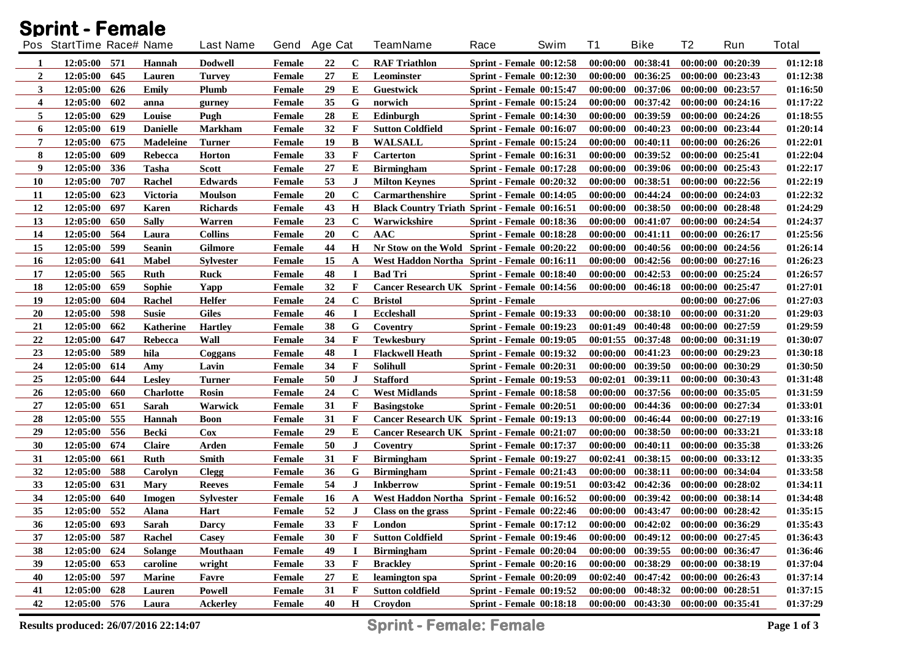# Sprint - Female

| Pos | StartTime | Race# | Name | Last Name | Gend | Age | Cat | TeamName | Race | Swim | T1 | Bike | T2 | Run | Total |
|---|---|---|---|---|---|---|---|---|---|---|---|---|---|---|---|
| 1 | 12:05:00 | 571 | Hannah | Dodwell | Female | 22 | C | RAF Triathlon | Sprint - Female | 00:12:58 | 00:00:00 | 00:38:41 | 00:00:00 | 00:20:39 | 01:12:18 |
| 2 | 12:05:00 | 645 | Lauren | Turvey | Female | 27 | E | Leominster | Sprint - Female | 00:12:30 | 00:00:00 | 00:36:25 | 00:00:00 | 00:23:43 | 01:12:38 |
| 3 | 12:05:00 | 626 | Emily | Plumb | Female | 29 | E | Guestwick | Sprint - Female | 00:15:47 | 00:00:00 | 00:37:06 | 00:00:00 | 00:23:57 | 01:16:50 |
| 4 | 12:05:00 | 602 | anna | gurney | Female | 35 | G | norwich | Sprint - Female | 00:15:24 | 00:00:00 | 00:37:42 | 00:00:00 | 00:24:16 | 01:17:22 |
| 5 | 12:05:00 | 629 | Louise | Pugh | Female | 28 | E | Edinburgh | Sprint - Female | 00:14:30 | 00:00:00 | 00:39:59 | 00:00:00 | 00:24:26 | 01:18:55 |
| 6 | 12:05:00 | 619 | Danielle | Markham | Female | 32 | F | Sutton Coldfield | Sprint - Female | 00:16:07 | 00:00:00 | 00:40:23 | 00:00:00 | 00:23:44 | 01:20:14 |
| 7 | 12:05:00 | 675 | Madeleine | Turner | Female | 19 | B | WALSALL | Sprint - Female | 00:15:24 | 00:00:00 | 00:40:11 | 00:00:00 | 00:26:26 | 01:22:01 |
| 8 | 12:05:00 | 609 | Rebecca | Horton | Female | 33 | F | Carterton | Sprint - Female | 00:16:31 | 00:00:00 | 00:39:52 | 00:00:00 | 00:25:41 | 01:22:04 |
| 9 | 12:05:00 | 336 | Tasha | Scott | Female | 27 | E | Birmingham | Sprint - Female | 00:17:28 | 00:00:00 | 00:39:06 | 00:00:00 | 00:25:43 | 01:22:17 |
| 10 | 12:05:00 | 707 | Rachel | Edwards | Female | 53 | J | Milton Keynes | Sprint - Female | 00:20:32 | 00:00:00 | 00:38:51 | 00:00:00 | 00:22:56 | 01:22:19 |
| 11 | 12:05:00 | 623 | Victoria | Moulson | Female | 20 | C | Carmarthenshire | Sprint - Female | 00:14:05 | 00:00:00 | 00:44:24 | 00:00:00 | 00:24:03 | 01:22:32 |
| 12 | 12:05:00 | 697 | Karen | Richards | Female | 43 | H | Black Country Triath | Sprint - Female | 00:16:51 | 00:00:00 | 00:38:50 | 00:00:00 | 00:28:48 | 01:24:29 |
| 13 | 12:05:00 | 650 | Sally | Warren | Female | 23 | C | Warwickshire | Sprint - Female | 00:18:36 | 00:00:00 | 00:41:07 | 00:00:00 | 00:24:54 | 01:24:37 |
| 14 | 12:05:00 | 564 | Laura | Collins | Female | 20 | C | AAC | Sprint - Female | 00:18:28 | 00:00:00 | 00:41:11 | 00:00:00 | 00:26:17 | 01:25:56 |
| 15 | 12:05:00 | 599 | Seanin | Gilmore | Female | 44 | H | Nr Stow on the Wold | Sprint - Female | 00:20:22 | 00:00:00 | 00:40:56 | 00:00:00 | 00:24:56 | 01:26:14 |
| 16 | 12:05:00 | 641 | Mabel | Sylvester | Female | 15 | A | West Haddon Northa | Sprint - Female | 00:16:11 | 00:00:00 | 00:42:56 | 00:00:00 | 00:27:16 | 01:26:23 |
| 17 | 12:05:00 | 565 | Ruth | Ruck | Female | 48 | I | Bad Tri | Sprint - Female | 00:18:40 | 00:00:00 | 00:42:53 | 00:00:00 | 00:25:24 | 01:26:57 |
| 18 | 12:05:00 | 659 | Sophie | Yapp | Female | 32 | F | Cancer Research UK | Sprint - Female | 00:14:56 | 00:00:00 | 00:46:18 | 00:00:00 | 00:25:47 | 01:27:01 |
| 19 | 12:05:00 | 604 | Rachel | Helfer | Female | 24 | C | Bristol | Sprint - Female | | | | 00:00:00 | 00:27:06 | 01:27:03 |
| 20 | 12:05:00 | 598 | Susie | Giles | Female | 46 | I | Eccleshall | Sprint - Female | 00:19:33 | 00:00:00 | 00:38:10 | 00:00:00 | 00:31:20 | 01:29:03 |
| 21 | 12:05:00 | 662 | Katherine | Hartley | Female | 38 | G | Coventry | Sprint - Female | 00:19:23 | 00:01:49 | 00:40:48 | 00:00:00 | 00:27:59 | 01:29:59 |
| 22 | 12:05:00 | 647 | Rebecca | Wall | Female | 34 | F | Tewkesbury | Sprint - Female | 00:19:05 | 00:01:55 | 00:37:48 | 00:00:00 | 00:31:19 | 01:30:07 |
| 23 | 12:05:00 | 589 | hila | Coggans | Female | 48 | I | Flackwell Heath | Sprint - Female | 00:19:32 | 00:00:00 | 00:41:23 | 00:00:00 | 00:29:23 | 01:30:18 |
| 24 | 12:05:00 | 614 | Amy | Lavin | Female | 34 | F | Solihull | Sprint - Female | 00:20:31 | 00:00:00 | 00:39:50 | 00:00:00 | 00:30:29 | 01:30:50 |
| 25 | 12:05:00 | 644 | Lesley | Turner | Female | 50 | J | Stafford | Sprint - Female | 00:19:53 | 00:02:01 | 00:39:11 | 00:00:00 | 00:30:43 | 01:31:48 |
| 26 | 12:05:00 | 660 | Charlotte | Rosin | Female | 24 | C | West Midlands | Sprint - Female | 00:18:58 | 00:00:00 | 00:37:56 | 00:00:00 | 00:35:05 | 01:31:59 |
| 27 | 12:05:00 | 651 | Sarah | Warwick | Female | 31 | F | Basingstoke | Sprint - Female | 00:20:51 | 00:00:00 | 00:44:36 | 00:00:00 | 00:27:34 | 01:33:01 |
| 28 | 12:05:00 | 555 | Hannah | Boon | Female | 31 | F | Cancer Research UK | Sprint - Female | 00:19:13 | 00:00:00 | 00:46:44 | 00:00:00 | 00:27:19 | 01:33:16 |
| 29 | 12:05:00 | 556 | Becki | Cox | Female | 29 | E | Cancer Research UK | Sprint - Female | 00:21:07 | 00:00:00 | 00:38:50 | 00:00:00 | 00:33:21 | 01:33:18 |
| 30 | 12:05:00 | 674 | Claire | Arden | Female | 50 | J | Coventry | Sprint - Female | 00:17:37 | 00:00:00 | 00:40:11 | 00:00:00 | 00:35:38 | 01:33:26 |
| 31 | 12:05:00 | 661 | Ruth | Smith | Female | 31 | F | Birmingham | Sprint - Female | 00:19:27 | 00:02:41 | 00:38:15 | 00:00:00 | 00:33:12 | 01:33:35 |
| 32 | 12:05:00 | 588 | Carolyn | Clegg | Female | 36 | G | Birmingham | Sprint - Female | 00:21:43 | 00:00:00 | 00:38:11 | 00:00:00 | 00:34:04 | 01:33:58 |
| 33 | 12:05:00 | 631 | Mary | Reeves | Female | 54 | J | Inkberrow | Sprint - Female | 00:19:51 | 00:03:42 | 00:42:36 | 00:00:00 | 00:28:02 | 01:34:11 |
| 34 | 12:05:00 | 640 | Imogen | Sylvester | Female | 16 | A | West Haddon Northa | Sprint - Female | 00:16:52 | 00:00:00 | 00:39:42 | 00:00:00 | 00:38:14 | 01:34:48 |
| 35 | 12:05:00 | 552 | Alana | Hart | Female | 52 | J | Class on the grass | Sprint - Female | 00:22:46 | 00:00:00 | 00:43:47 | 00:00:00 | 00:28:42 | 01:35:15 |
| 36 | 12:05:00 | 693 | Sarah | Darcy | Female | 33 | F | London | Sprint - Female | 00:17:12 | 00:00:00 | 00:42:02 | 00:00:00 | 00:36:29 | 01:35:43 |
| 37 | 12:05:00 | 587 | Rachel | Casey | Female | 30 | F | Sutton Coldfield | Sprint - Female | 00:19:46 | 00:00:00 | 00:49:12 | 00:00:00 | 00:27:45 | 01:36:43 |
| 38 | 12:05:00 | 624 | Solange | Mouthaan | Female | 49 | I | Birmingham | Sprint - Female | 00:20:04 | 00:00:00 | 00:39:55 | 00:00:00 | 00:36:47 | 01:36:46 |
| 39 | 12:05:00 | 653 | caroline | wright | Female | 33 | F | Brackley | Sprint - Female | 00:20:16 | 00:00:00 | 00:38:29 | 00:00:00 | 00:38:19 | 01:37:04 |
| 40 | 12:05:00 | 597 | Marine | Favre | Female | 27 | E | leamington spa | Sprint - Female | 00:20:09 | 00:02:40 | 00:47:42 | 00:00:00 | 00:26:43 | 01:37:14 |
| 41 | 12:05:00 | 628 | Lauren | Powell | Female | 31 | F | Sutton coldfield | Sprint - Female | 00:19:52 | 00:00:00 | 00:48:32 | 00:00:00 | 00:28:51 | 01:37:15 |
| 42 | 12:05:00 | 576 | Laura | Ackerley | Female | 40 | H | Croydon | Sprint - Female | 00:18:18 | 00:00:00 | 00:43:30 | 00:00:00 | 00:35:41 | 01:37:29 |

Results produced: 26/07/2016 22:14:07

**Sprint - Female: Female**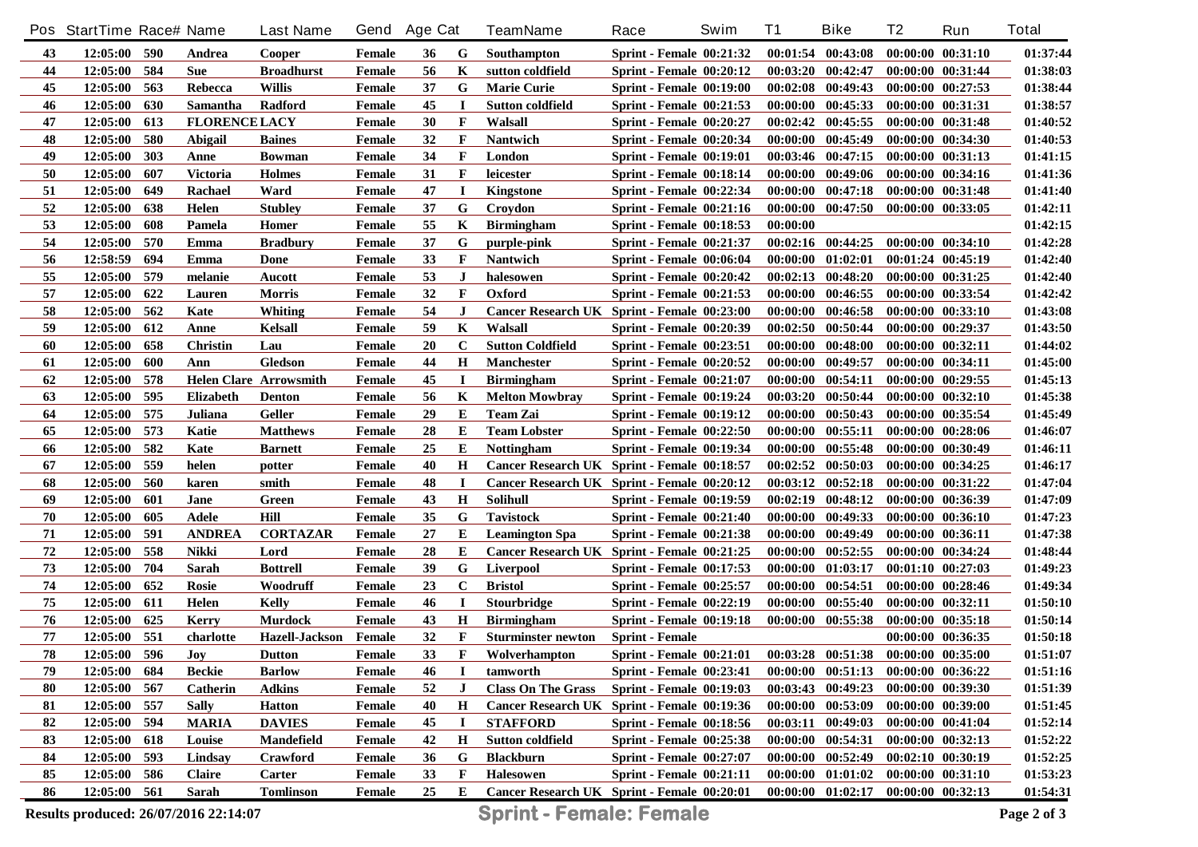| Pos | StartTime | Race# | Name | Last Name | Gend | Age | Cat | TeamName | Race | Swim | T1 | Bike | T2 | Run | Total |
|---|---|---|---|---|---|---|---|---|---|---|---|---|---|---|---|
| 43 | 12:05:00 | 590 | Andrea | Cooper | Female | 36 | G | Southampton | Sprint - Female | 00:21:32 | 00:01:54 | 00:43:08 | 00:00:00 | 00:31:10 | 01:37:44 |
| 44 | 12:05:00 | 584 | Sue | Broadhurst | Female | 56 | K | sutton coldfield | Sprint - Female | 00:20:12 | 00:03:20 | 00:42:47 | 00:00:00 | 00:31:44 | 01:38:03 |
| 45 | 12:05:00 | 563 | Rebecca | Willis | Female | 37 | G | Marie Curie | Sprint - Female | 00:19:00 | 00:02:08 | 00:49:43 | 00:00:00 | 00:27:53 | 01:38:44 |
| 46 | 12:05:00 | 630 | Samantha | Radford | Female | 45 | I | Sutton coldfield | Sprint - Female | 00:21:53 | 00:00:00 | 00:45:33 | 00:00:00 | 00:31:31 | 01:38:57 |
| 47 | 12:05:00 | 613 | FLORENCE | LACY | Female | 30 | F | Walsall | Sprint - Female | 00:20:27 | 00:02:42 | 00:45:55 | 00:00:00 | 00:31:48 | 01:40:52 |
| 48 | 12:05:00 | 580 | Abigail | Baines | Female | 32 | F | Nantwich | Sprint - Female | 00:20:34 | 00:00:00 | 00:45:49 | 00:00:00 | 00:34:30 | 01:40:53 |
| 49 | 12:05:00 | 303 | Anne | Bowman | Female | 34 | F | London | Sprint - Female | 00:19:01 | 00:03:46 | 00:47:15 | 00:00:00 | 00:31:13 | 01:41:15 |
| 50 | 12:05:00 | 607 | Victoria | Holmes | Female | 31 | F | leicester | Sprint - Female | 00:18:14 | 00:00:00 | 00:49:06 | 00:00:00 | 00:34:16 | 01:41:36 |
| 51 | 12:05:00 | 649 | Rachael | Ward | Female | 47 | I | Kingstone | Sprint - Female | 00:22:34 | 00:00:00 | 00:47:18 | 00:00:00 | 00:31:48 | 01:41:40 |
| 52 | 12:05:00 | 638 | Helen | Stubley | Female | 37 | G | Croydon | Sprint - Female | 00:21:16 | 00:00:00 | 00:47:50 | 00:00:00 | 00:33:05 | 01:42:11 |
| 53 | 12:05:00 | 608 | Pamela | Homer | Female | 55 | K | Birmingham | Sprint - Female | 00:18:53 | 00:00:00 | | | | 01:42:15 |
| 54 | 12:05:00 | 570 | Emma | Bradbury | Female | 37 | G | purple-pink | Sprint - Female | 00:21:37 | 00:02:16 | 00:44:25 | 00:00:00 | 00:34:10 | 01:42:28 |
| 56 | 12:58:59 | 694 | Emma | Done | Female | 33 | F | Nantwich | Sprint - Female | 00:06:04 | 00:00:00 | 01:02:01 | 00:01:24 | 00:45:19 | 01:42:40 |
| 55 | 12:05:00 | 579 | melanie | Aucott | Female | 53 | J | halesowen | Sprint - Female | 00:20:42 | 00:02:13 | 00:48:20 | 00:00:00 | 00:31:25 | 01:42:40 |
| 57 | 12:05:00 | 622 | Lauren | Morris | Female | 32 | F | Oxford | Sprint - Female | 00:21:53 | 00:00:00 | 00:46:55 | 00:00:00 | 00:33:54 | 01:42:42 |
| 58 | 12:05:00 | 562 | Kate | Whiting | Female | 54 | J | Cancer Research UK | Sprint - Female | 00:23:00 | 00:00:00 | 00:46:58 | 00:00:00 | 00:33:10 | 01:43:08 |
| 59 | 12:05:00 | 612 | Anne | Kelsall | Female | 59 | K | Walsall | Sprint - Female | 00:20:39 | 00:02:50 | 00:50:44 | 00:00:00 | 00:29:37 | 01:43:50 |
| 60 | 12:05:00 | 658 | Christin | Lau | Female | 20 | C | Sutton Coldfield | Sprint - Female | 00:23:51 | 00:00:00 | 00:48:00 | 00:00:00 | 00:32:11 | 01:44:02 |
| 61 | 12:05:00 | 600 | Ann | Gledson | Female | 44 | H | Manchester | Sprint - Female | 00:20:52 | 00:00:00 | 00:49:57 | 00:00:00 | 00:34:11 | 01:45:00 |
| 62 | 12:05:00 | 578 | Helen Clare | Arrowsmith | Female | 45 | I | Birmingham | Sprint - Female | 00:21:07 | 00:00:00 | 00:54:11 | 00:00:00 | 00:29:55 | 01:45:13 |
| 63 | 12:05:00 | 595 | Elizabeth | Denton | Female | 56 | K | Melton Mowbray | Sprint - Female | 00:19:24 | 00:03:20 | 00:50:44 | 00:00:00 | 00:32:10 | 01:45:38 |
| 64 | 12:05:00 | 575 | Juliana | Geller | Female | 29 | E | Team Zai | Sprint - Female | 00:19:12 | 00:00:00 | 00:50:43 | 00:00:00 | 00:35:54 | 01:45:49 |
| 65 | 12:05:00 | 573 | Katie | Matthews | Female | 28 | E | Team Lobster | Sprint - Female | 00:22:50 | 00:00:00 | 00:55:11 | 00:00:00 | 00:28:06 | 01:46:07 |
| 66 | 12:05:00 | 582 | Kate | Barnett | Female | 25 | E | Nottingham | Sprint - Female | 00:19:34 | 00:00:00 | 00:55:48 | 00:00:00 | 00:30:49 | 01:46:11 |
| 67 | 12:05:00 | 559 | helen | potter | Female | 40 | H | Cancer Research UK | Sprint - Female | 00:18:57 | 00:02:52 | 00:50:03 | 00:00:00 | 00:34:25 | 01:46:17 |
| 68 | 12:05:00 | 560 | karen | smith | Female | 48 | I | Cancer Research UK | Sprint - Female | 00:20:12 | 00:03:12 | 00:52:18 | 00:00:00 | 00:31:22 | 01:47:04 |
| 69 | 12:05:00 | 601 | Jane | Green | Female | 43 | H | Solihull | Sprint - Female | 00:19:59 | 00:02:19 | 00:48:12 | 00:00:00 | 00:36:39 | 01:47:09 |
| 70 | 12:05:00 | 605 | Adele | Hill | Female | 35 | G | Tavistock | Sprint - Female | 00:21:40 | 00:00:00 | 00:49:33 | 00:00:00 | 00:36:10 | 01:47:23 |
| 71 | 12:05:00 | 591 | ANDREA | CORTAZAR | Female | 27 | E | Leamington Spa | Sprint - Female | 00:21:38 | 00:00:00 | 00:49:49 | 00:00:00 | 00:36:11 | 01:47:38 |
| 72 | 12:05:00 | 558 | Nikki | Lord | Female | 28 | E | Cancer Research UK | Sprint - Female | 00:21:25 | 00:00:00 | 00:52:55 | 00:00:00 | 00:34:24 | 01:48:44 |
| 73 | 12:05:00 | 704 | Sarah | Bottrell | Female | 39 | G | Liverpool | Sprint - Female | 00:17:53 | 00:00:00 | 01:03:17 | 00:01:10 | 00:27:03 | 01:49:23 |
| 74 | 12:05:00 | 652 | Rosie | Woodruff | Female | 23 | C | Bristol | Sprint - Female | 00:25:57 | 00:00:00 | 00:54:51 | 00:00:00 | 00:28:46 | 01:49:34 |
| 75 | 12:05:00 | 611 | Helen | Kelly | Female | 46 | I | Stourbridge | Sprint - Female | 00:22:19 | 00:00:00 | 00:55:40 | 00:00:00 | 00:32:11 | 01:50:10 |
| 76 | 12:05:00 | 625 | Kerry | Murdock | Female | 43 | H | Birmingham | Sprint - Female | 00:19:18 | 00:00:00 | 00:55:38 | 00:00:00 | 00:35:18 | 01:50:14 |
| 77 | 12:05:00 | 551 | charlotte | Hazell-Jackson | Female | 32 | F | Sturminster newton | Sprint - Female | | | | 00:00:00 | 00:36:35 | 01:50:18 |
| 78 | 12:05:00 | 596 | Joy | Dutton | Female | 33 | F | Wolverhampton | Sprint - Female | 00:21:01 | 00:03:28 | 00:51:38 | 00:00:00 | 00:35:00 | 01:51:07 |
| 79 | 12:05:00 | 684 | Beckie | Barlow | Female | 46 | I | tamworth | Sprint - Female | 00:23:41 | 00:00:00 | 00:51:13 | 00:00:00 | 00:36:22 | 01:51:16 |
| 80 | 12:05:00 | 567 | Catherin | Adkins | Female | 52 | J | Class On The Grass | Sprint - Female | 00:19:03 | 00:03:43 | 00:49:23 | 00:00:00 | 00:39:30 | 01:51:39 |
| 81 | 12:05:00 | 557 | Sally | Hatton | Female | 40 | H | Cancer Research UK | Sprint - Female | 00:19:36 | 00:00:00 | 00:53:09 | 00:00:00 | 00:39:00 | 01:51:45 |
| 82 | 12:05:00 | 594 | MARIA | DAVIES | Female | 45 | I | STAFFORD | Sprint - Female | 00:18:56 | 00:03:11 | 00:49:03 | 00:00:00 | 00:41:04 | 01:52:14 |
| 83 | 12:05:00 | 618 | Louise | Mandefield | Female | 42 | H | Sutton coldfield | Sprint - Female | 00:25:38 | 00:00:00 | 00:54:31 | 00:00:00 | 00:32:13 | 01:52:22 |
| 84 | 12:05:00 | 593 | Lindsay | Crawford | Female | 36 | G | Blackburn | Sprint - Female | 00:27:07 | 00:00:00 | 00:52:49 | 00:02:10 | 00:30:19 | 01:52:25 |
| 85 | 12:05:00 | 586 | Claire | Carter | Female | 33 | F | Halesowen | Sprint - Female | 00:21:11 | 00:00:00 | 01:01:02 | 00:00:00 | 00:31:10 | 01:53:23 |
| 86 | 12:05:00 | 561 | Sarah | Tomlinson | Female | 25 | E | Cancer Research UK | Sprint - Female | 00:20:01 | 00:00:00 | 01:02:17 | 00:00:00 | 00:32:13 | 01:54:31 |

Results produced: 26/07/2016 22:14:07

**Sprint - Female: Female**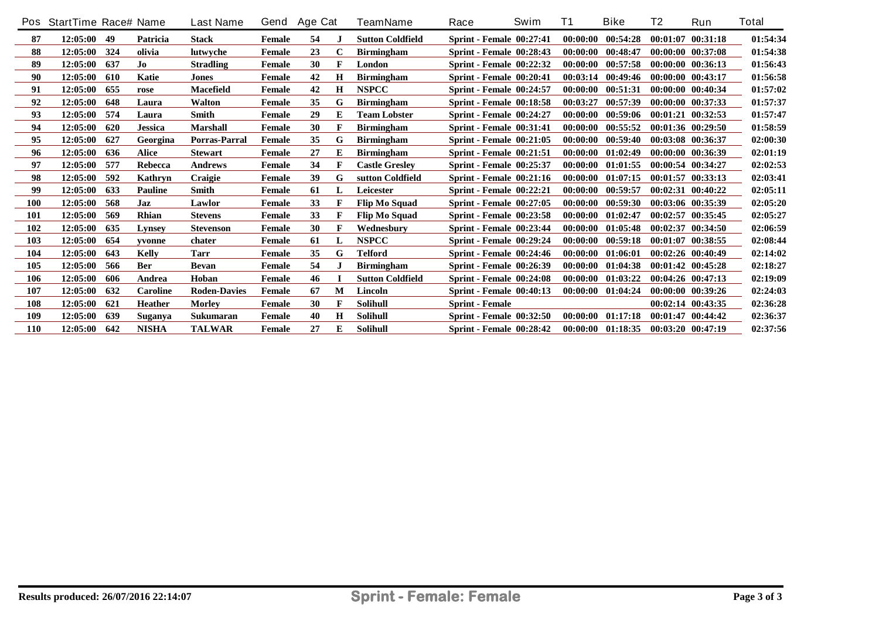| Pos | StartTime | Race# | Name | Last Name | Gend | Age | Cat | TeamName | Race | Swim | T1 | Bike | T2 | Run | Total |
|---|---|---|---|---|---|---|---|---|---|---|---|---|---|---|---|
| 87 | 12:05:00 | 49 | Patricia | Stack | Female | 54 | J | Sutton Coldfield | Sprint - Female | 00:27:41 | 00:00:00 | 00:54:28 | 00:01:07 | 00:31:18 | 01:54:34 |
| 88 | 12:05:00 | 324 | olivia | lutwyche | Female | 23 | C | Birmingham | Sprint - Female | 00:28:43 | 00:00:00 | 00:48:47 | 00:00:00 | 00:37:08 | 01:54:38 |
| 89 | 12:05:00 | 637 | Jo | Stradling | Female | 30 | F | London | Sprint - Female | 00:22:32 | 00:00:00 | 00:57:58 | 00:00:00 | 00:36:13 | 01:56:43 |
| 90 | 12:05:00 | 610 | Katie | Jones | Female | 42 | H | Birmingham | Sprint - Female | 00:20:41 | 00:03:14 | 00:49:46 | 00:00:00 | 00:43:17 | 01:56:58 |
| 91 | 12:05:00 | 655 | rose | Macefield | Female | 42 | H | NSPCC | Sprint - Female | 00:24:57 | 00:00:00 | 00:51:31 | 00:00:00 | 00:40:34 | 01:57:02 |
| 92 | 12:05:00 | 648 | Laura | Walton | Female | 35 | G | Birmingham | Sprint - Female | 00:18:58 | 00:03:27 | 00:57:39 | 00:00:00 | 00:37:33 | 01:57:37 |
| 93 | 12:05:00 | 574 | Laura | Smith | Female | 29 | E | Team Lobster | Sprint - Female | 00:24:27 | 00:00:00 | 00:59:06 | 00:01:21 | 00:32:53 | 01:57:47 |
| 94 | 12:05:00 | 620 | Jessica | Marshall | Female | 30 | F | Birmingham | Sprint - Female | 00:31:41 | 00:00:00 | 00:55:52 | 00:01:36 | 00:29:50 | 01:58:59 |
| 95 | 12:05:00 | 627 | Georgina | Porras-Parral | Female | 35 | G | Birmingham | Sprint - Female | 00:21:05 | 00:00:00 | 00:59:40 | 00:03:08 | 00:36:37 | 02:00:30 |
| 96 | 12:05:00 | 636 | Alice | Stewart | Female | 27 | E | Birmingham | Sprint - Female | 00:21:51 | 00:00:00 | 01:02:49 | 00:00:00 | 00:36:39 | 02:01:19 |
| 97 | 12:05:00 | 577 | Rebecca | Andrews | Female | 34 | F | Castle Gresley | Sprint - Female | 00:25:37 | 00:00:00 | 01:01:55 | 00:00:54 | 00:34:27 | 02:02:53 |
| 98 | 12:05:00 | 592 | Kathryn | Craigie | Female | 39 | G | sutton Coldfield | Sprint - Female | 00:21:16 | 00:00:00 | 01:07:15 | 00:01:57 | 00:33:13 | 02:03:41 |
| 99 | 12:05:00 | 633 | Pauline | Smith | Female | 61 | L | Leicester | Sprint - Female | 00:22:21 | 00:00:00 | 00:59:57 | 00:02:31 | 00:40:22 | 02:05:11 |
| 100 | 12:05:00 | 568 | Jaz | Lawlor | Female | 33 | F | Flip Mo Squad | Sprint - Female | 00:27:05 | 00:00:00 | 00:59:30 | 00:03:06 | 00:35:39 | 02:05:20 |
| 101 | 12:05:00 | 569 | Rhian | Stevens | Female | 33 | F | Flip Mo Squad | Sprint - Female | 00:23:58 | 00:00:00 | 01:02:47 | 00:02:57 | 00:35:45 | 02:05:27 |
| 102 | 12:05:00 | 635 | Lynsey | Stevenson | Female | 30 | F | Wednesbury | Sprint - Female | 00:23:44 | 00:00:00 | 01:05:48 | 00:02:37 | 00:34:50 | 02:06:59 |
| 103 | 12:05:00 | 654 | yvonne | chater | Female | 61 | L | NSPCC | Sprint - Female | 00:29:24 | 00:00:00 | 00:59:18 | 00:01:07 | 00:38:55 | 02:08:44 |
| 104 | 12:05:00 | 643 | Kelly | Tarr | Female | 35 | G | Telford | Sprint - Female | 00:24:46 | 00:00:00 | 01:06:01 | 00:02:26 | 00:40:49 | 02:14:02 |
| 105 | 12:05:00 | 566 | Ber | Bevan | Female | 54 | J | Birmingham | Sprint - Female | 00:26:39 | 00:00:00 | 01:04:38 | 00:01:42 | 00:45:28 | 02:18:27 |
| 106 | 12:05:00 | 606 | Andrea | Hoban | Female | 46 | I | Sutton Coldfield | Sprint - Female | 00:24:08 | 00:00:00 | 01:03:22 | 00:04:26 | 00:47:13 | 02:19:09 |
| 107 | 12:05:00 | 632 | Caroline | Roden-Davies | Female | 67 | M | Lincoln | Sprint - Female | 00:40:13 | 00:00:00 | 01:04:24 | 00:00:00 | 00:39:26 | 02:24:03 |
| 108 | 12:05:00 | 621 | Heather | Morley | Female | 30 | F | Solihull | Sprint - Female | | | | 00:02:14 | 00:43:35 | 02:36:28 |
| 109 | 12:05:00 | 639 | Suganya | Sukumaran | Female | 40 | H | Solihull | Sprint - Female | 00:32:50 | 00:00:00 | 01:17:18 | 00:01:47 | 00:44:42 | 02:36:37 |
| 110 | 12:05:00 | 642 | NISHA | TALWAR | Female | 27 | E | Solihull | Sprint - Female | 00:28:42 | 00:00:00 | 01:18:35 | 00:03:20 | 00:47:19 | 02:37:56 |

**Results produced: 26/07/2016 22:14:07**

**Sprint - Female: Female**